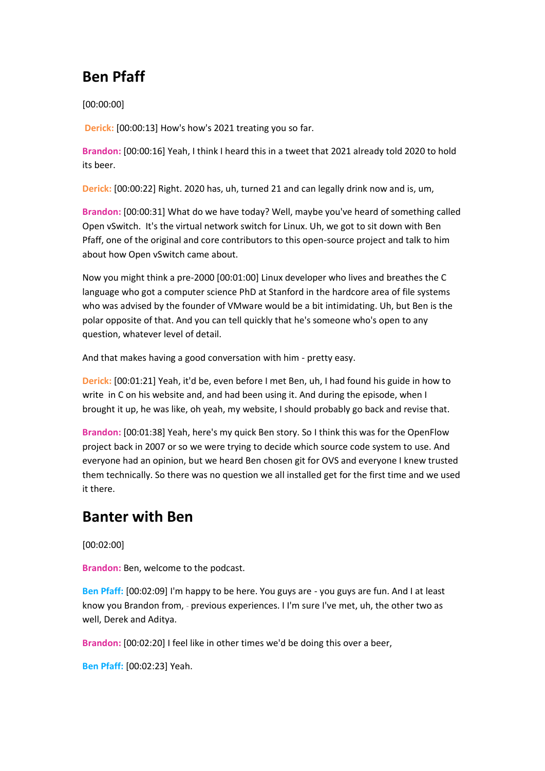## Ben Pfaff

[00:00:00]

**Derick:** [00:00:13] How's how's 2021 treating you so far.

**Brandon:** [00:00:16] Yeah, I think I heard this in a tweet that 2021 already told 2020 to hold its beer.

**Derick:** [00:00:22] Right. 2020 has, uh, turned 21 and can legally drink now and is, um,

**Brandon:** [00:00:31] What do we have today? Well, maybe you've heard of something called Open vSwitch. It's the virtual network switch for Linux. Uh, we got to sit down with Ben Pfaff, one of the original and core contributors to this open-source project and talk to him about how Open vSwitch came about.

Now you might think a pre-2000 [00:01:00] Linux developer who lives and breathes the C language who got a computer science PhD at Stanford in the hardcore area of file systems who was advised by the founder of VMware would be a bit intimidating. Uh, but Ben is the polar opposite of that. And you can tell quickly that he's someone who's open to any question, whatever level of detail.

And that makes having a good conversation with him - pretty easy.

**Derick:** [00:01:21] Yeah, it'd be, even before I met Ben, uh, I had found his guide in how to write in C on his website and, and had been using it. And during the episode, when I brought it up, he was like, oh yeah, my website, I should probably go back and revise that.

**Brandon:** [00:01:38] Yeah, here's my quick Ben story. So I think this was for the OpenFlow project back in 2007 or so we were trying to decide which source code system to use. And everyone had an opinion, but we heard Ben chosen git for OVS and everyone I knew trusted them technically. So there was no question we all installed get for the first time and we used it there.

## Banter with Ben

[00:02:00]

**Brandon:** Ben, welcome to the podcast.

**Ben Pfaff:** [00:02:09] I'm happy to be here. You guys are - you guys are fun. And I at least know you Brandon from, - previous experiences. I I'm sure I've met, uh, the other two as well, Derek and Aditya.

**Brandon:** [00:02:20] I feel like in other times we'd be doing this over a beer,

**Ben Pfaff:** [00:02:23] Yeah.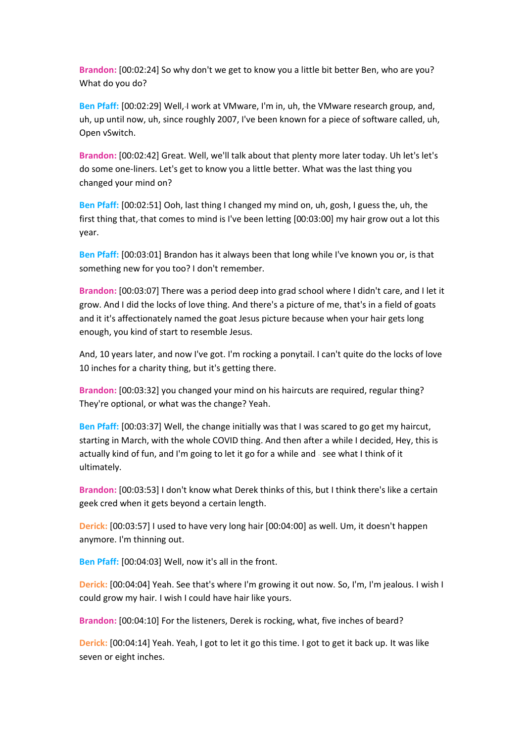**Brandon:** [00:02:24] So why don't we get to know you a little bit better Ben, who are you? What do you do?

**Ben Pfaff:** [00:02:29] Well, I work at VMware, I'm in, uh, the VMware research group, and, uh, up until now, uh, since roughly 2007, I've been known for a piece of software called, uh, Open vSwitch.

**Brandon:** [00:02:42] Great. Well, we'll talk about that plenty more later today. Uh let's let's do some one-liners. Let's get to know you a little better. What was the last thing you changed your mind on?

**Ben Pfaff:** [00:02:51] Ooh, last thing I changed my mind on, uh, gosh, I guess the, uh, the first thing that, that comes to mind is I've been letting [00:03:00] my hair grow out a lot this year.

**Ben Pfaff:** [00:03:01] Brandon has it always been that long while I've known you or, is that something new for you too? I don't remember.

**Brandon:** [00:03:07] There was a period deep into grad school where I didn't care, and I let it grow. And I did the locks of love thing. And there's a picture of me, that's in a field of goats and it it's affectionately named the goat Jesus picture because when your hair gets long enough, you kind of start to resemble Jesus.

And, 10 years later, and now I've got. I'm rocking a ponytail. I can't quite do the locks of love 10 inches for a charity thing, but it's getting there.

**Brandon:** [00:03:32] you changed your mind on his haircuts are required, regular thing? They're optional, or what was the change? Yeah.

**Ben Pfaff:** [00:03:37] Well, the change initially was that I was scared to go get my haircut, starting in March, with the whole COVID thing. And then after a while I decided, Hey, this is actually kind of fun, and I'm going to let it go for a while and see what I think of it ultimately.

**Brandon:** [00:03:53] I don't know what Derek thinks of this, but I think there's like a certain geek cred when it gets beyond a certain length.

**Derick:** [00:03:57] I used to have very long hair [00:04:00] as well. Um, it doesn't happen anymore. I'm thinning out.

**Ben Pfaff:** [00:04:03] Well, now it's all in the front.

**Derick:** [00:04:04] Yeah. See that's where I'm growing it out now. So, I'm, I'm jealous. I wish I could grow my hair. I wish I could have hair like yours.

**Brandon:** [00:04:10] For the listeners, Derek is rocking, what, five inches of beard?

**Derick:** [00:04:14] Yeah. Yeah, I got to let it go this time. I got to get it back up. It was like seven or eight inches.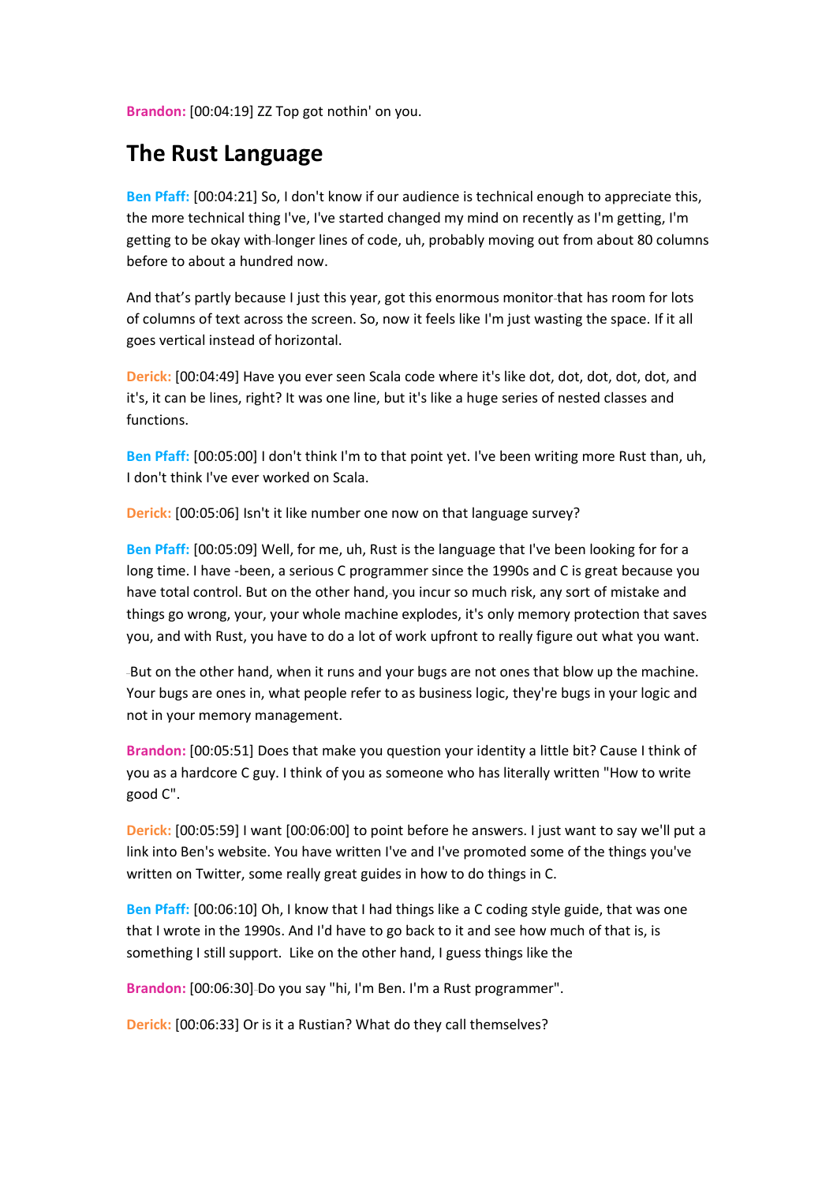**Brandon:** [00:04:19] ZZ Top got nothin' on you.

## The Rust Language

**Ben Pfaff:** [00:04:21] So, I don't know if our audience is technical enough to appreciate this, the more technical thing I've, I've started changed my mind on recently as I'm getting, I'm getting to be okay with longer lines of code, uh, probably moving out from about 80 columns before to about a hundred now.

And that's partly because I just this year, got this enormous monitor that has room for lots of columns of text across the screen. So, now it feels like I'm just wasting the space. If it all goes vertical instead of horizontal.

**Derick:** [00:04:49] Have you ever seen Scala code where it's like dot, dot, dot, dot, dot, and it's, it can be lines, right? It was one line, but it's like a huge series of nested classes and functions.

**Ben Pfaff:** [00:05:00] I don't think I'm to that point yet. I've been writing more Rust than, uh, I don't think I've ever worked on Scala.

**Derick:** [00:05:06] Isn't it like number one now on that language survey?

**Ben Pfaff:** [00:05:09] Well, for me, uh, Rust is the language that I've been looking for for a long time. I have -been, a serious C programmer since the 1990s and C is great because you have total control. But on the other hand, you incur so much risk, any sort of mistake and things go wrong, your, your whole machine explodes, it's only memory protection that saves you, and with Rust, you have to do a lot of work upfront to really figure out what you want.

But on the other hand, when it runs and your bugs are not ones that blow up the machine. Your bugs are ones in, what people refer to as business logic, they're bugs in your logic and not in your memory management.

**Brandon:** [00:05:51] Does that make you question your identity a little bit? Cause I think of you as a hardcore C guy. I think of you as someone who has literally written "How to write good C".

**Derick:** [00:05:59] I want [00:06:00] to point before he answers. I just want to say we'll put a link into Ben's website. You have written I've and I've promoted some of the things you've written on Twitter, some really great guides in how to do things in C.

**Ben Pfaff:** [00:06:10] Oh, I know that I had things like a C coding style guide, that was one that I wrote in the 1990s. And I'd have to go back to it and see how much of that is, is something I still support. Like on the other hand, I guess things like the

**Brandon:** [00:06:30] Do you say "hi, I'm Ben. I'm a Rust programmer".

**Derick:** [00:06:33] Or is it a Rustian? What do they call themselves?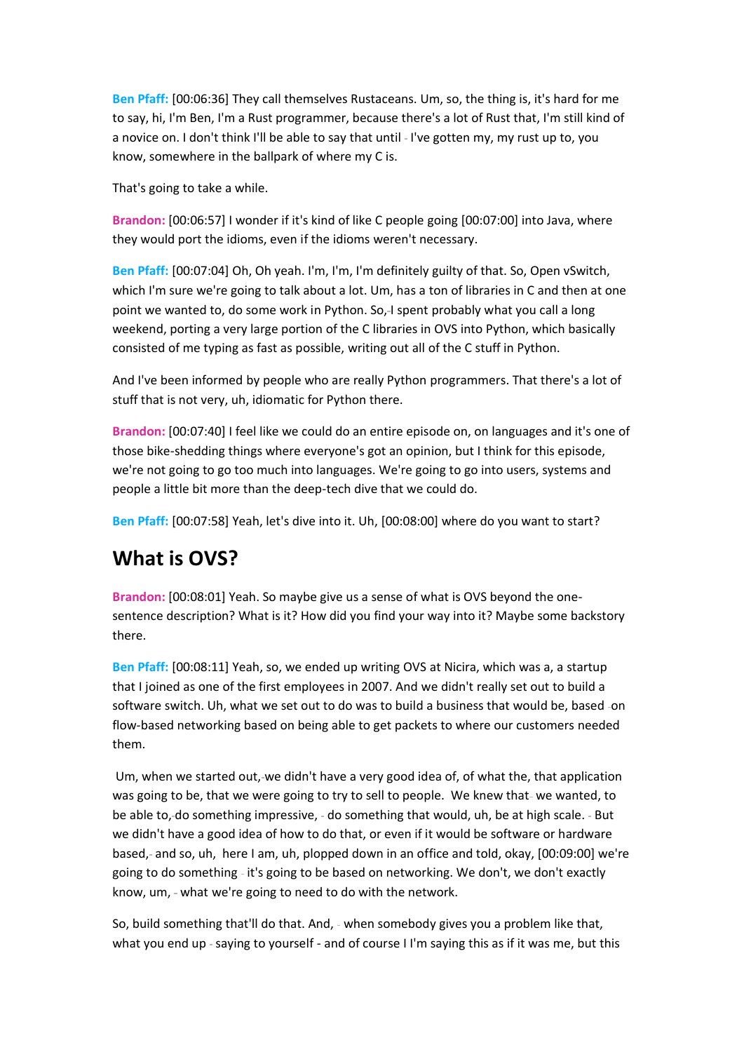**Ben Pfaff:** [00:06:36] They call themselves Rustaceans. Um, so, the thing is, it's hard for me to say, hi, I'm Ben, I'm a Rust programmer, because there's a lot of Rust that, I'm still kind of a novice on. I don't think I'll be able to say that until - I've gotten my, my rust up to, you know, somewhere in the ballpark of where my C is.

That's going to take a while.

**Brandon:** [00:06:57] I wonder if it's kind of like C people going [00:07:00] into Java, where they would port the idioms, even if the idioms weren't necessary.

**Ben Pfaff:** [00:07:04] Oh, Oh yeah. I'm, I'm, I'm definitely guilty of that. So, Open vSwitch, which I'm sure we're going to talk about a lot. Um, has a ton of libraries in C and then at one point we wanted to, do some work in Python. So, I spent probably what you call a long weekend, porting a very large portion of the C libraries in OVS into Python, which basically consisted of me typing as fast as possible, writing out all of the C stuff in Python.

And I've been informed by people who are really Python programmers. That there's a lot of stuff that is not very, uh, idiomatic for Python there.

**Brandon:** [00:07:40] I feel like we could do an entire episode on, on languages and it's one of those bike-shedding things where everyone's got an opinion, but I think for this episode, we're not going to go too much into languages. We're going to go into users, systems and people a little bit more than the deep-tech dive that we could do.

**Ben Pfaff:** [00:07:58] Yeah, let's dive into it. Uh, [00:08:00] where do you want to start?

## What is OVS?

**Brandon:** [00:08:01] Yeah. So maybe give us a sense of what is OVS beyond the one-sentence description? What is it? How did you find your way into it? Maybe some backstory there.

**Ben Pfaff:** [00:08:11] Yeah, so, we ended up writing OVS at Nicira, which was a, a startup that I joined as one of the first employees in 2007. And we didn't really set out to build a software switch. Uh, what we set out to do was to build a business that would be, based on flow-based networking based on being able to get packets to where our customers needed them.

Um, when we started out, we didn't have a very good idea of, of what the, that application was going to be, that we were going to try to sell to people. We knew that we wanted, to be able to, do something impressive, - do something that would, uh, be at high scale. - But we didn't have a good idea of how to do that, or even if it would be software or hardware based, and so, uh, here I am, uh, plopped down in an office and told, okay, [00:09:00] we're going to do something - it's going to be based on networking. We don't, we don't exactly know, um, - what we're going to need to do with the network.

So, build something that'll do that. And, - when somebody gives you a problem like that, what you end up - saying to yourself - and of course I I'm saying this as if it was me, but this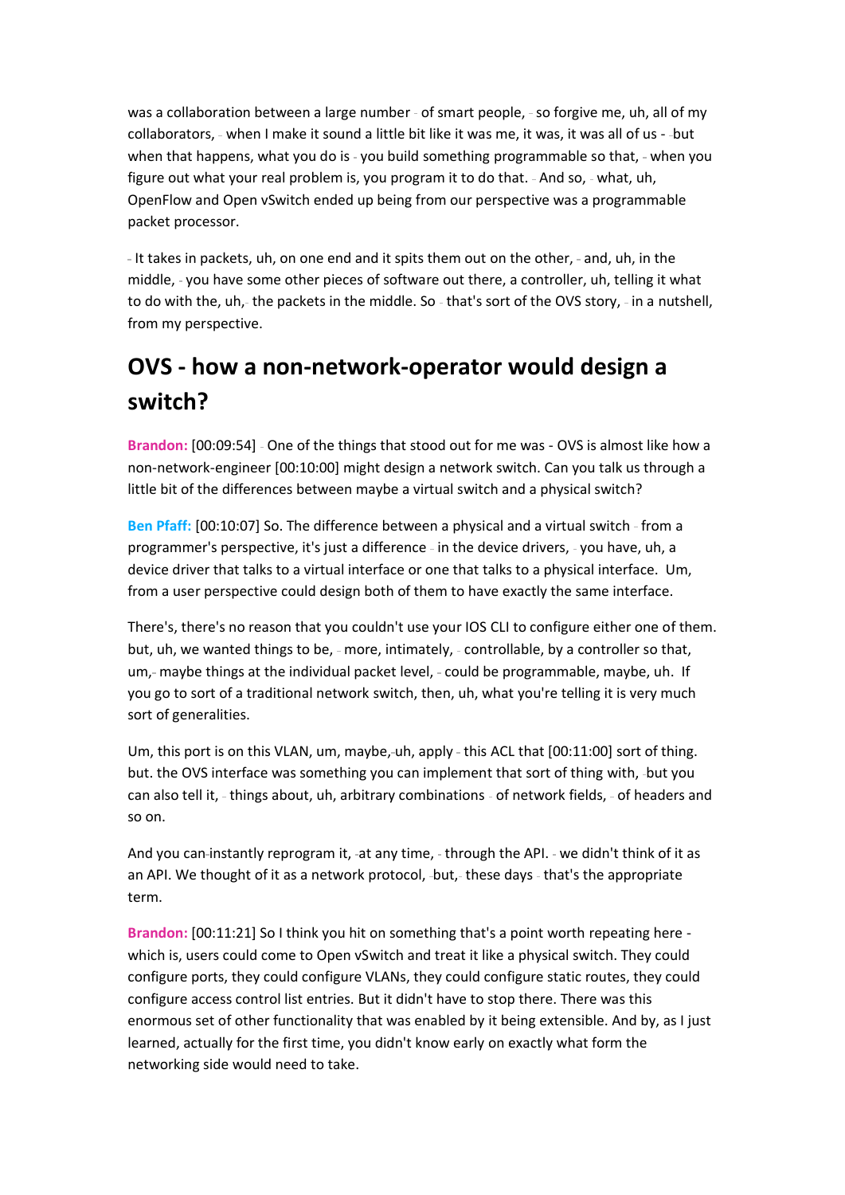was a collaboration between a large number - of smart people, - so forgive me, uh, all of my collaborators, - when I make it sound a little bit like it was me, it was, it was all of us - -but when that happens, what you do is - you build something programmable so that, - when you figure out what your real problem is, you program it to do that. - And so, - what, uh, OpenFlow and Open vSwitch ended up being from our perspective was a programmable packet processor.

- It takes in packets, uh, on one end and it spits them out on the other, - and, uh, in the middle, - you have some other pieces of software out there, a controller, uh, telling it what to do with the, uh,- the packets in the middle. So - that's sort of the OVS story, - in a nutshell, from my perspective.

## OVS - how a non-network-operator would design a switch?

**Brandon:** [00:09:54] - One of the things that stood out for me was - OVS is almost like how a non-network-engineer [00:10:00] might design a network switch. Can you talk us through a little bit of the differences between maybe a virtual switch and a physical switch?

**Ben Pfaff:** [00:10:07] So. The difference between a physical and a virtual switch - from a programmer's perspective, it's just a difference - in the device drivers, - you have, uh, a device driver that talks to a virtual interface or one that talks to a physical interface. Um, from a user perspective could design both of them to have exactly the same interface.

There's, there's no reason that you couldn't use your IOS CLI to configure either one of them. but, uh, we wanted things to be, - more, intimately, - controllable, by a controller so that, um,- maybe things at the individual packet level, - could be programmable, maybe, uh. If you go to sort of a traditional network switch, then, uh, what you're telling it is very much sort of generalities.

Um, this port is on this VLAN, um, maybe,-uh, apply - this ACL that [00:11:00] sort of thing. but. the OVS interface was something you can implement that sort of thing with, -but you can also tell it, - things about, uh, arbitrary combinations - of network fields, - of headers and so on.

And you can-instantly reprogram it, -at any time, - through the API. - we didn't think of it as an API. We thought of it as a network protocol, -but,- these days - that's the appropriate term.

**Brandon:** [00:11:21] So I think you hit on something that's a point worth repeating here - which is, users could come to Open vSwitch and treat it like a physical switch. They could configure ports, they could configure VLANs, they could configure static routes, they could configure access control list entries. But it didn't have to stop there. There was this enormous set of other functionality that was enabled by it being extensible. And by, as I just learned, actually for the first time, you didn't know early on exactly what form the networking side would need to take.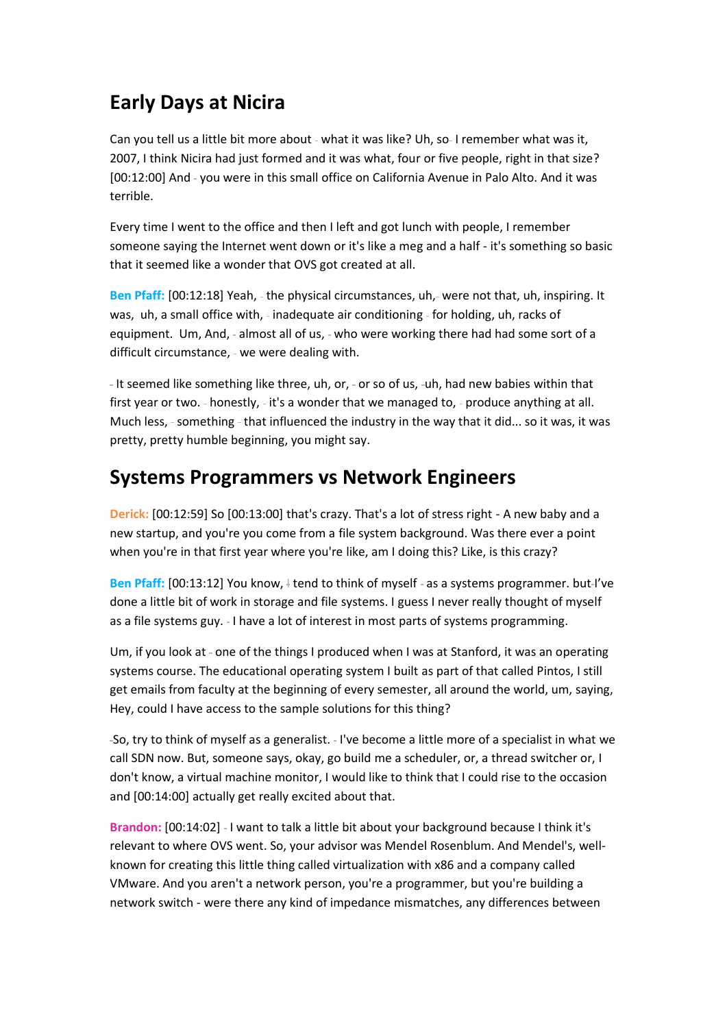## Early Days at Nicira

Can you tell us a little bit more about - what it was like? Uh, so- I remember what was it, 2007, I think Nicira had just formed and it was what, four or five people, right in that size? [00:12:00] And - you were in this small office on California Avenue in Palo Alto. And it was terrible.

Every time I went to the office and then I left and got lunch with people, I remember someone saying the Internet went down or it's like a meg and a half - it's something so basic that it seemed like a wonder that OVS got created at all.

**Ben Pfaff:** [00:12:18] Yeah, - the physical circumstances, uh,- were not that, uh, inspiring. It was, uh, a small office with, - inadequate air conditioning - for holding, uh, racks of equipment. Um, And, - almost all of us, - who were working there had had some sort of a difficult circumstance, - we were dealing with.

- It seemed like something like three, uh, or, - or so of us, -uh, had new babies within that first year or two. - honestly, - it's a wonder that we managed to, - produce anything at all. Much less, - something - that influenced the industry in the way that it did... so it was, it was pretty, pretty humble beginning, you might say.

## Systems Programmers vs Network Engineers

**Derick:** [00:12:59] So [00:13:00] that's crazy. That's a lot of stress right - A new baby and a new startup, and you're you come from a file system background. Was there ever a point when you're in that first year where you're like, am I doing this? Like, is this crazy?

**Ben Pfaff:** [00:13:12] You know, I tend to think of myself - as a systems programmer. but I've done a little bit of work in storage and file systems. I guess I never really thought of myself as a file systems guy. - I have a lot of interest in most parts of systems programming.

Um, if you look at - one of the things I produced when I was at Stanford, it was an operating systems course. The educational operating system I built as part of that called Pintos, I still get emails from faculty at the beginning of every semester, all around the world, um, saying, Hey, could I have access to the sample solutions for this thing?

-So, try to think of myself as a generalist. - I've become a little more of a specialist in what we call SDN now. But, someone says, okay, go build me a scheduler, or, a thread switcher or, I don't know, a virtual machine monitor, I would like to think that I could rise to the occasion and [00:14:00] actually get really excited about that.

**Brandon:** [00:14:02] - I want to talk a little bit about your background because I think it's relevant to where OVS went. So, your advisor was Mendel Rosenblum. And Mendel's, well-known for creating this little thing called virtualization with x86 and a company called VMware. And you aren't a network person, you're a programmer, but you're building a network switch - were there any kind of impedance mismatches, any differences between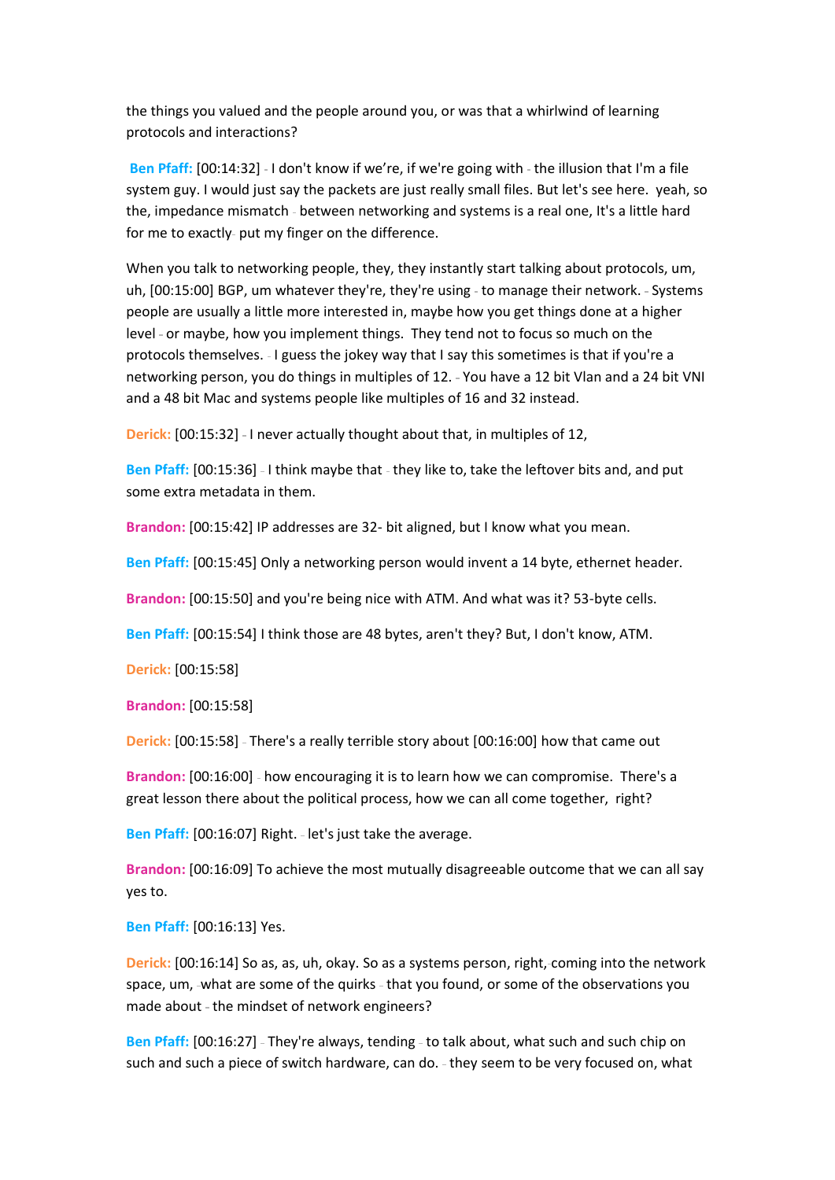the things you valued and the people around you, or was that a whirlwind of learning protocols and interactions?

**Ben Pfaff:** [00:14:32] - I don't know if we're, if we're going with - the illusion that I'm a file system guy. I would just say the packets are just really small files. But let's see here. yeah, so the, impedance mismatch - between networking and systems is a real one, It's a little hard for me to exactly- put my finger on the difference.

When you talk to networking people, they, they instantly start talking about protocols, um, uh, [00:15:00] BGP, um whatever they're, they're using - to manage their network. - Systems people are usually a little more interested in, maybe how you get things done at a higher level - or maybe, how you implement things. They tend not to focus so much on the protocols themselves. - I guess the jokey way that I say this sometimes is that if you're a networking person, you do things in multiples of 12. - You have a 12 bit Vlan and a 24 bit VNI and a 48 bit Mac and systems people like multiples of 16 and 32 instead.

**Derick:** [00:15:32] - I never actually thought about that, in multiples of 12,

**Ben Pfaff:** [00:15:36] - I think maybe that - they like to, take the leftover bits and, and put some extra metadata in them.

**Brandon:** [00:15:42] IP addresses are 32- bit aligned, but I know what you mean.

**Ben Pfaff:** [00:15:45] Only a networking person would invent a 14 byte, ethernet header.

**Brandon:** [00:15:50] and you're being nice with ATM. And what was it? 53-byte cells.

**Ben Pfaff:** [00:15:54] I think those are 48 bytes, aren't they? But, I don't know, ATM.

**Derick:** [00:15:58]

**Brandon:** [00:15:58]

**Derick:** [00:15:58] - There's a really terrible story about [00:16:00] how that came out

**Brandon:** [00:16:00] - how encouraging it is to learn how we can compromise. There's a great lesson there about the political process, how we can all come together, right?

**Ben Pfaff:** [00:16:07] Right. - let's just take the average.

**Brandon:** [00:16:09] To achieve the most mutually disagreeable outcome that we can all say yes to.

**Ben Pfaff:** [00:16:13] Yes.

**Derick:** [00:16:14] So as, as, uh, okay. So as a systems person, right,-coming into the network space, um, -what are some of the quirks - that you found, or some of the observations you made about - the mindset of network engineers?

**Ben Pfaff:** [00:16:27] - They're always, tending - to talk about, what such and such chip on such and such a piece of switch hardware, can do. - they seem to be very focused on, what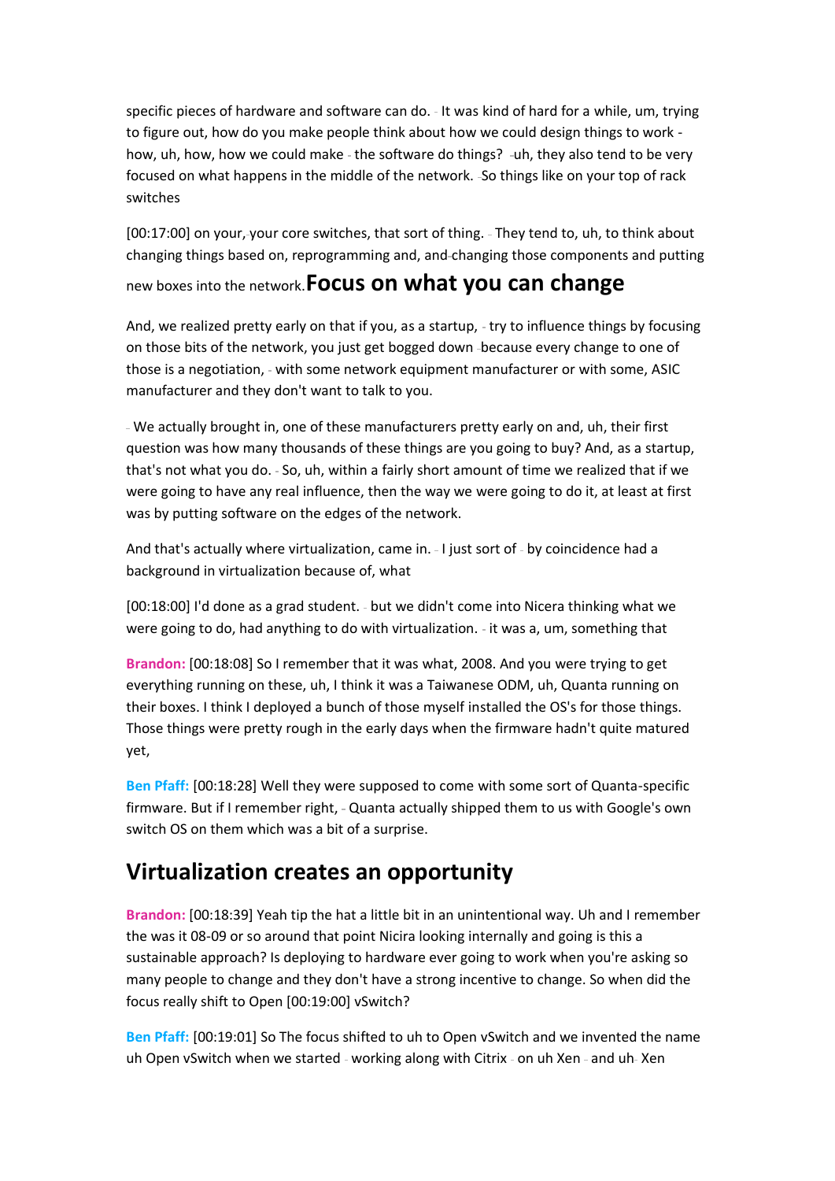specific pieces of hardware and software can do. - It was kind of hard for a while, um, trying to figure out, how do you make people think about how we could design things to work - how, uh, how, how we could make - the software do things? -uh, they also tend to be very focused on what happens in the middle of the network. -So things like on your top of rack switches

[00:17:00] on your, your core switches, that sort of thing. - They tend to, uh, to think about changing things based on, reprogramming and, and changing those components and putting new boxes into the network.

## Focus on what you can change

And, we realized pretty early on that if you, as a startup, - try to influence things by focusing on those bits of the network, you just get bogged down -because every change to one of those is a negotiation, - with some network equipment manufacturer or with some, ASIC manufacturer and they don't want to talk to you.

- We actually brought in, one of these manufacturers pretty early on and, uh, their first question was how many thousands of these things are you going to buy? And, as a startup, that's not what you do. - So, uh, within a fairly short amount of time we realized that if we were going to have any real influence, then the way we were going to do it, at least at first was by putting software on the edges of the network.

And that's actually where virtualization, came in. - I just sort of - by coincidence had a background in virtualization because of, what

[00:18:00] I'd done as a grad student. - but we didn't come into Nicera thinking what we were going to do, had anything to do with virtualization. - it was a, um, something that

**Brandon:** [00:18:08] So I remember that it was what, 2008. And you were trying to get everything running on these, uh, I think it was a Taiwanese ODM, uh, Quanta running on their boxes. I think I deployed a bunch of those myself installed the OS's for those things. Those things were pretty rough in the early days when the firmware hadn't quite matured yet,

**Ben Pfaff:** [00:18:28] Well they were supposed to come with some sort of Quanta-specific firmware. But if I remember right, - Quanta actually shipped them to us with Google's own switch OS on them which was a bit of a surprise.

## Virtualization creates an opportunity

**Brandon:** [00:18:39] Yeah tip the hat a little bit in an unintentional way. Uh and I remember the was it 08-09 or so around that point Nicira looking internally and going is this a sustainable approach? Is deploying to hardware ever going to work when you're asking so many people to change and they don't have a strong incentive to change. So when did the focus really shift to Open [00:19:00] vSwitch?

**Ben Pfaff:** [00:19:01] So The focus shifted to uh to Open vSwitch and we invented the name uh Open vSwitch when we started - working along with Citrix - on uh Xen - and uh- Xen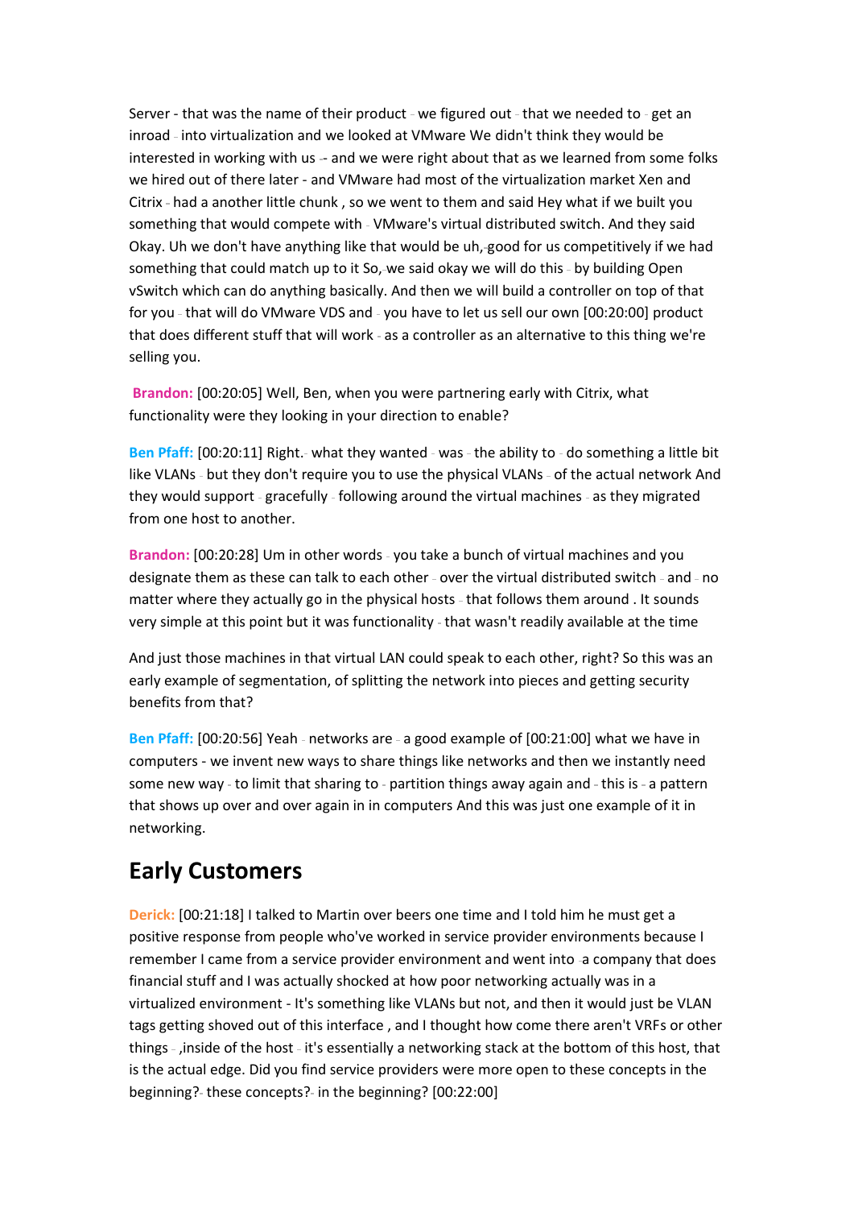Server - that was the name of their product - we figured out - that we needed to - get an inroad - into virtualization and we looked at VMware We didn't think they would be interested in working with us -- and we were right about that as we learned from some folks we hired out of there later - and VMware had most of the virtualization market Xen and Citrix - had a another little chunk , so we went to them and said Hey what if we built you something that would compete with - VMware's virtual distributed switch. And they said Okay. Uh we don't have anything like that would be uh,-good for us competitively if we had something that could match up to it So,-we said okay we will do this - by building Open vSwitch which can do anything basically. And then we will build a controller on top of that for you - that will do VMware VDS and - you have to let us sell our own [00:20:00] product that does different stuff that will work - as a controller as an alternative to this thing we're selling you.

**Brandon:** [00:20:05] Well, Ben, when you were partnering early with Citrix, what functionality were they looking in your direction to enable?

**Ben Pfaff:** [00:20:11] Right.- what they wanted - was - the ability to - do something a little bit like VLANs - but they don't require you to use the physical VLANs - of the actual network And they would support - gracefully - following around the virtual machines - as they migrated from one host to another.

**Brandon:** [00:20:28] Um in other words - you take a bunch of virtual machines and you designate them as these can talk to each other - over the virtual distributed switch - and - no matter where they actually go in the physical hosts - that follows them around . It sounds very simple at this point but it was functionality - that wasn't readily available at the time

And just those machines in that virtual LAN could speak to each other, right? So this was an early example of segmentation, of splitting the network into pieces and getting security benefits from that?

**Ben Pfaff:** [00:20:56] Yeah - networks are - a good example of [00:21:00] what we have in computers - we invent new ways to share things like networks and then we instantly need some new way - to limit that sharing to - partition things away again and - this is - a pattern that shows up over and over again in in computers And this was just one example of it in networking.

## Early Customers

**Derick:** [00:21:18] I talked to Martin over beers one time and I told him he must get a positive response from people who've worked in service provider environments because I remember I came from a service provider environment and went into -a company that does financial stuff and I was actually shocked at how poor networking actually was in a virtualized environment - It's something like VLANs but not, and then it would just be VLAN tags getting shoved out of this interface , and I thought how come there aren't VRFs or other things - ,inside of the host - it's essentially a networking stack at the bottom of this host, that is the actual edge. Did you find service providers were more open to these concepts in the beginning?- these concepts?- in the beginning? [00:22:00]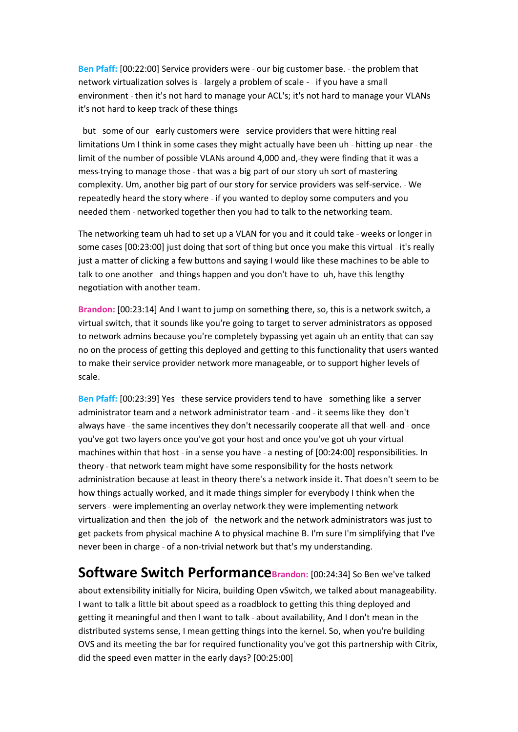**Ben Pfaff:** [00:22:00] Service providers were - our big customer base. - the problem that network virtualization solves is - largely a problem of scale - - if you have a small environment - then it's not hard to manage your ACL's; it's not hard to manage your VLANs it's not hard to keep track of these things

- but - some of our - early customers were - service providers that were hitting real limitations Um I think in some cases they might actually have been uh - hitting up near - the limit of the number of possible VLANs around 4,000 and,-they were finding that it was a mess-trying to manage those - that was a big part of our story uh sort of mastering complexity. Um, another big part of our story for service providers was self-service. - We repeatedly heard the story where - if you wanted to deploy some computers and you needed them - networked together then you had to talk to the networking team.

The networking team uh had to set up a VLAN for you and it could take - weeks or longer in some cases [00:23:00] just doing that sort of thing but once you make this virtual - it's really just a matter of clicking a few buttons and saying I would like these machines to be able to talk to one another - and things happen and you don't have to uh, have this lengthy negotiation with another team.

**Brandon:** [00:23:14] And I want to jump on something there, so, this is a network switch, a virtual switch, that it sounds like you're going to target to server administrators as opposed to network admins because you're completely bypassing yet again uh an entity that can say no on the process of getting this deployed and getting to this functionality that users wanted to make their service provider network more manageable, or to support higher levels of scale.

**Ben Pfaff:** [00:23:39] Yes - these service providers tend to have - something like a server administrator team and a network administrator team - and - it seems like they don't always have - the same incentives they don't necessarily cooperate all that well- and - once you've got two layers once you've got your host and once you've got uh your virtual machines within that host - in a sense you have - a nesting of [00:24:00] responsibilities. In theory - that network team might have some responsibility for the hosts network administration because at least in theory there's a network inside it. That doesn't seem to be how things actually worked, and it made things simpler for everybody I think when the servers - were implementing an overlay network-they were implementing network virtualization and then- the job of - the network and the network administrators was just to get packets from physical machine A to physical machine B. I'm sure I'm simplifying that I've never been in charge - of a non-trivial network but that's my understanding.

## Software Switch Performance

**Brandon:** [00:24:34] So Ben we've talked about extensibility initially for Nicira, building Open vSwitch, we talked about manageability. I want to talk a little bit about speed as a roadblock to getting this thing deployed and getting it meaningful and then I want to talk - about availability, And I don't mean in the distributed systems sense, I mean getting things into the kernel. So, when you're building OVS and its meeting the bar for required functionality you've got this partnership with Citrix, did the speed even matter in the early days? [00:25:00]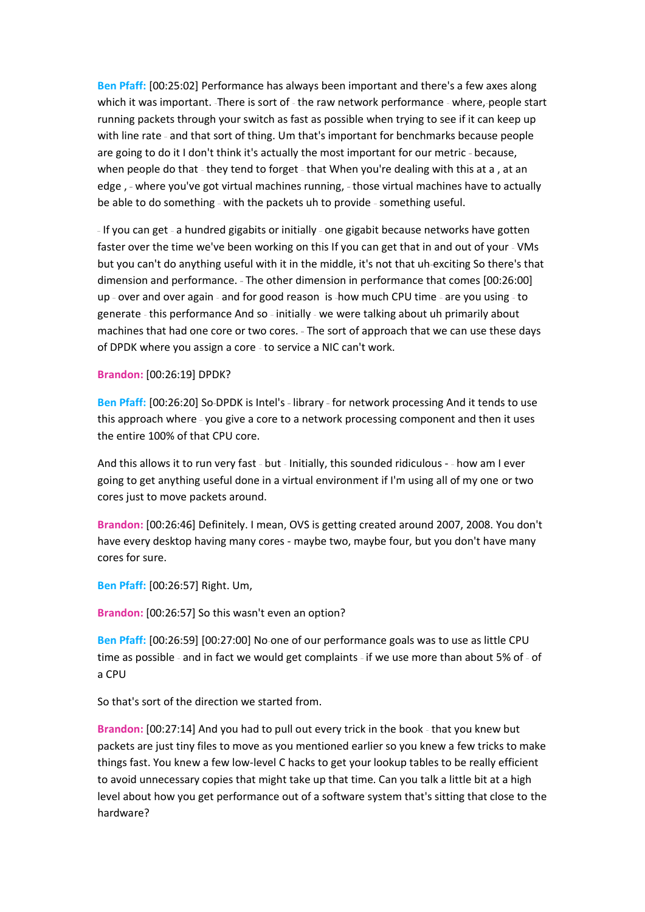**Ben Pfaff:** [00:25:02] Performance has always been important and there's a few axes along which it was important. There is sort of the raw network performance where, people start running packets through your switch as fast as possible when trying to see if it can keep up with line rate and that sort of thing. Um that's important for benchmarks because people are going to do it I don't think it's actually the most important for our metric because, when people do that they tend to forget that When you're dealing with this at a , at an edge , where you've got virtual machines running, those virtual machines have to actually be able to do something with the packets uh to provide something useful.

If you can get a hundred gigabits or initially one gigabit because networks have gotten faster over the time we've been working on this If you can get that in and out of your VMs but you can't do anything useful with it in the middle, it's not that uh exciting So there's that dimension and performance. The other dimension in performance that comes [00:26:00] up over and over again and for good reason is how much CPU time are you using to generate this performance And so initially we were talking about uh primarily about machines that had one core or two cores. The sort of approach that we can use these days of DPDK where you assign a core to service a NIC can't work.

**Brandon:** [00:26:19] DPDK?

**Ben Pfaff:** [00:26:20] So DPDK is Intel's library for network processing And it tends to use this approach where you give a core to a network processing component and then it uses the entire 100% of that CPU core.

And this allows it to run very fast but Initially, this sounded ridiculous - how am I ever going to get anything useful done in a virtual environment if I'm using all of my one or two cores just to move packets around.

**Brandon:** [00:26:46] Definitely. I mean, OVS is getting created around 2007, 2008. You don't have every desktop having many cores - maybe two, maybe four, but you don't have many cores for sure.

**Ben Pfaff:** [00:26:57] Right. Um,

**Brandon:** [00:26:57] So this wasn't even an option?

**Ben Pfaff:** [00:26:59] [00:27:00] No one of our performance goals was to use as little CPU time as possible and in fact we would get complaints if we use more than about 5% of of a CPU

So that's sort of the direction we started from.

**Brandon:** [00:27:14] And you had to pull out every trick in the book that you knew but packets are just tiny files to move as you mentioned earlier so you knew a few tricks to make things fast. You knew a few low-level C hacks to get your lookup tables to be really efficient to avoid unnecessary copies that might take up that time. Can you talk a little bit at a high level about how you get performance out of a software system that's sitting that close to the hardware?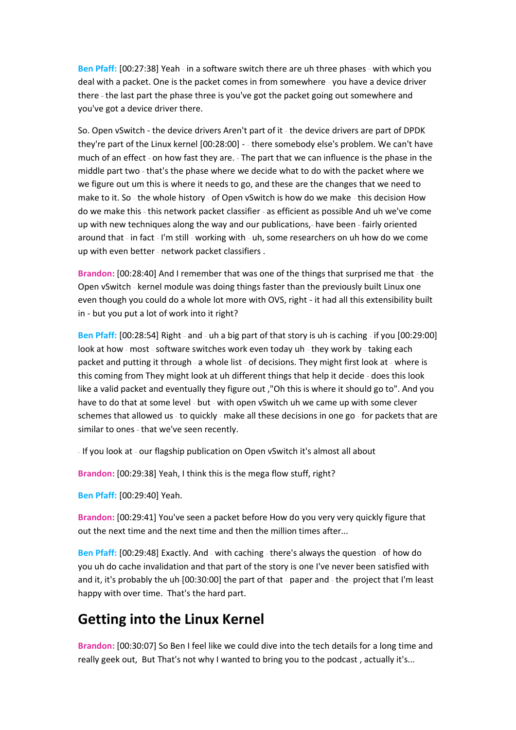**Ben Pfaff:** [00:27:38] Yeah - in a software switch there are uh three phases - with which you deal with a packet. One is the packet comes in from somewhere - you have a device driver there - the last part the phase three is you've got the packet going out somewhere and you've got a device driver there.

So. Open vSwitch - the device drivers Aren't part of it - the device drivers are part of DPDK they're part of the Linux kernel [00:28:00] - - there somebody else's problem. We can't have much of an effect - on how fast they are. - The part that we can influence is the phase in the middle part two - that's the phase where we decide what to do with the packet where we we figure out um this is where it needs to go, and these are the changes that we need to make to it. So - the whole history - of Open vSwitch is how do we make - this decision How do we make this - this network packet classifier - as efficient as possible And uh we've come up with new techniques along the way and our publications,- have been - fairly oriented around that - in fact - I'm still - working with - uh, some researchers on uh how do we come up with even better - network packet classifiers .

**Brandon:** [00:28:40] And I remember that was one of the things that surprised me that - the Open vSwitch - kernel module was doing things faster than the previously built Linux one even though you could do a whole lot more with OVS, right - it had all this extensibility built in - but you put a lot of work into it right?

**Ben Pfaff:** [00:28:54] Right - and - uh a big part of that story is uh-is caching - if you [00:29:00] look at how - most - software switches work even today uh - they work by - taking each packet and putting it through - a whole list - of decisions. They might first look at - where is this coming from They might look at uh different things that help it decide - does this look like a valid packet and eventually they figure out ,"Oh this is where it should go to". And you have to do that at some level - but - with open vSwitch uh we came up with some clever schemes that allowed us - to quickly - make all these decisions in one go - for packets that are similar to ones - that we've seen recently.

- If you look at - our flagship publication on Open vSwitch it's almost all about

**Brandon:** [00:29:38] Yeah, I think this is the mega flow stuff, right?

**Ben Pfaff:** [00:29:40] Yeah.

**Brandon:** [00:29:41] You've seen a packet before How do you very very quickly figure that out the next time and the next time and then the million times after...

**Ben Pfaff:** [00:29:48] Exactly. And - with caching - there's always the question - of how do you uh do cache invalidation and that part of the story is one I've never been satisfied with and it, it's probably the uh-[00:30:00] the part of that - paper and - the- project that I'm least happy with over time. That's the hard part.

## Getting into the Linux Kernel

**Brandon:** [00:30:07] So Ben I feel like we could dive into the tech details for a long time and really geek out, But That's not why I wanted to bring you to the podcast , actually it's...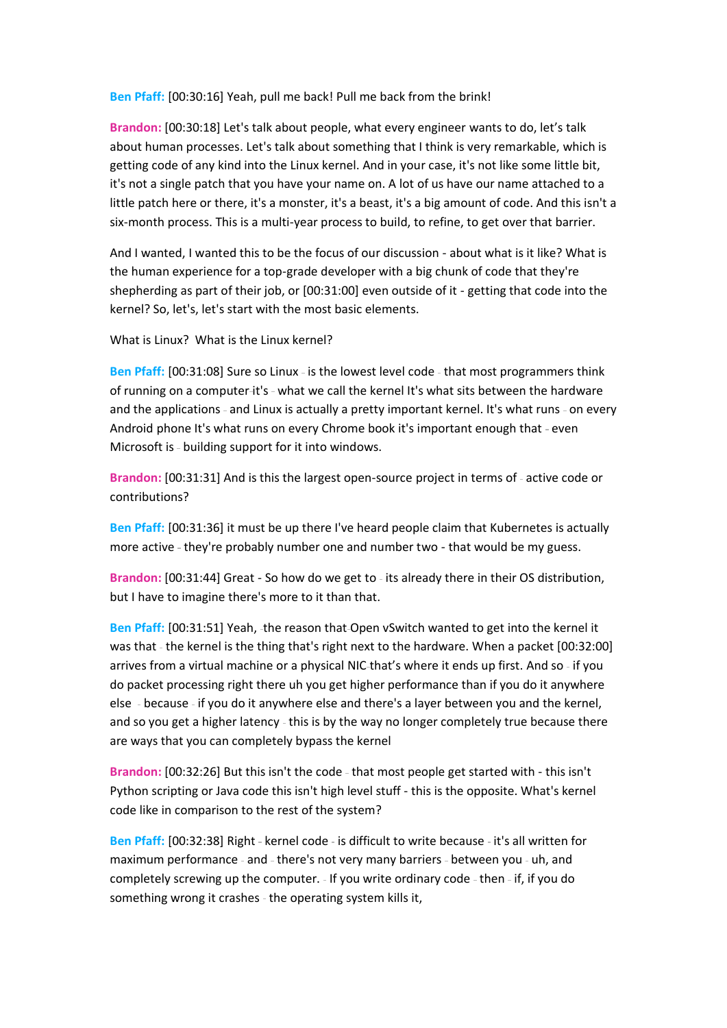**Ben Pfaff:** [00:30:16] Yeah, pull me back! Pull me back from the brink!

**Brandon:** [00:30:18] Let's talk about people, what every engineer wants to do, let's talk about human processes. Let's talk about something that I think is very remarkable, which is getting code of any kind into the Linux kernel. And in your case, it's not like some little bit, it's not a single patch that you have your name on. A lot of us have our name attached to a little patch here or there, it's a monster, it's a beast, it's a big amount of code. And this isn't a six-month process. This is a multi-year process to build, to refine, to get over that barrier.

And I wanted, I wanted this to be the focus of our discussion - about what is it like? What is the human experience for a top-grade developer with a big chunk of code that they're shepherding as part of their job, or [00:31:00] even outside of it - getting that code into the kernel? So, let's, let's start with the most basic elements.

What is Linux? What is the Linux kernel?

**Ben Pfaff:** [00:31:08] Sure so Linux - is the lowest level code - that most programmers think of running on a computer it's - what we call the kernel It's what sits between the hardware and the applications - and Linux is actually a pretty important kernel. It's what runs - on every Android phone It's what runs on every Chrome book it's important enough that - even Microsoft is - building support for it into windows.

**Brandon:** [00:31:31] And is this the largest open-source project in terms of - active code or contributions?

**Ben Pfaff:** [00:31:36] it must be up there I've heard people claim that Kubernetes is actually more active - they're probably number one and number two - that would be my guess.

**Brandon:** [00:31:44] Great - So how do we get to - its already there in their OS distribution, but I have to imagine there's more to it than that.

**Ben Pfaff:** [00:31:51] Yeah, -the reason that Open vSwitch wanted to get into the kernel it was that - the kernel is the thing that's right next to the hardware. When a packet [00:32:00] arrives from a virtual machine or a physical NIC that's where it ends up first. And so - if you do packet processing right there uh you get higher performance than if you do it anywhere else - because - if you do it anywhere else and there's a layer between you and the kernel, and so you get a higher latency - this is by the way no longer completely true because there are ways that you can completely bypass the kernel

**Brandon:** [00:32:26] But this isn't the code - that most people get started with - this isn't Python scripting or Java code this isn't high level stuff - this is the opposite. What's kernel code like in comparison to the rest of the system?

**Ben Pfaff:** [00:32:38] Right - kernel code - is difficult to write because - it's all written for maximum performance - and - there's not very many barriers - between you - uh, and completely screwing up the computer. - If you write ordinary code - then - if, if you do something wrong it crashes - the operating system kills it,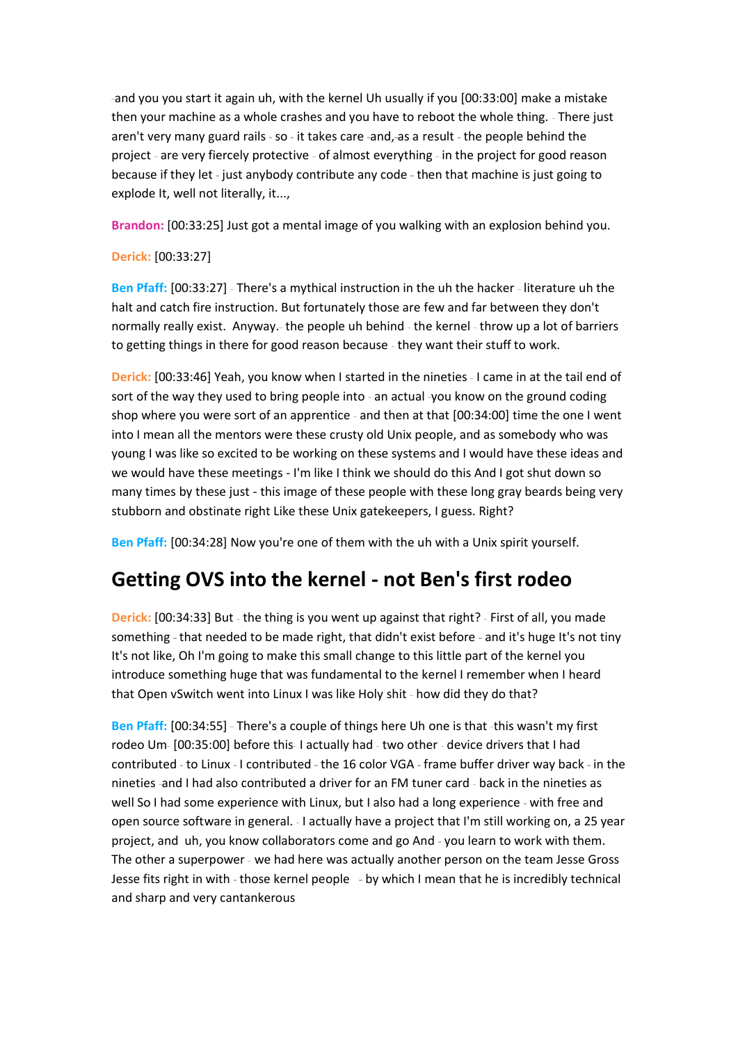and you you start it again uh, with the kernel Uh usually if you [00:33:00] make a mistake then your machine as a whole crashes and you have to reboot the whole thing. There just aren't very many guard rails so it takes care and, as a result the people behind the project are very fiercely protective of almost everything in the project for good reason because if they let just anybody contribute any code then that machine is just going to explode It, well not literally, it...,

**Brandon:** [00:33:25] Just got a mental image of you walking with an explosion behind you.

**Derick:** [00:33:27]

**Ben Pfaff:** [00:33:27] There's a mythical instruction in the uh the hacker literature uh the halt and catch fire instruction. But fortunately those are few and far between they don't normally really exist. Anyway. the people uh behind the kernel throw up a lot of barriers to getting things in there for good reason because they want their stuff to work.

**Derick:** [00:33:46] Yeah, you know when I started in the nineties I came in at the tail end of sort of the way they used to bring people into an actual you know on the ground coding shop where you were sort of an apprentice and then at that [00:34:00] time the one I went into I mean all the mentors were these crusty old Unix people, and as somebody who was young I was like so excited to be working on these systems and I would have these ideas and we would have these meetings - I'm like I think we should do this And I got shut down so many times by these just - this image of these people with these long gray beards being very stubborn and obstinate right Like these Unix gatekeepers, I guess. Right?

**Ben Pfaff:** [00:34:28] Now you're one of them with the uh with a Unix spirit yourself.

## Getting OVS into the kernel - not Ben's first rodeo

**Derick:** [00:34:33] But the thing is you went up against that right? First of all, you made something that needed to be made right, that didn't exist before and it's huge It's not tiny It's not like, Oh I'm going to make this small change to this little part of the kernel you introduce something huge that was fundamental to the kernel I remember when I heard that Open vSwitch went into Linux I was like Holy shit how did they do that?

**Ben Pfaff:** [00:34:55] There's a couple of things here Uh one is that this wasn't my first rodeo Um [00:35:00] before this I actually had two other device drivers that I had contributed to Linux I contributed the 16 color VGA frame buffer driver way back in the nineties and I had also contributed a driver for an FM tuner card back in the nineties as well So I had some experience with Linux, but I also had a long experience with free and open source software in general. I actually have a project that I'm still working on, a 25 year project, and uh, you know collaborators come and go And you learn to work with them. The other a superpower we had here was actually another person on the team Jesse Gross Jesse fits right in with those kernel people by which I mean that he is incredibly technical and sharp and very cantankerous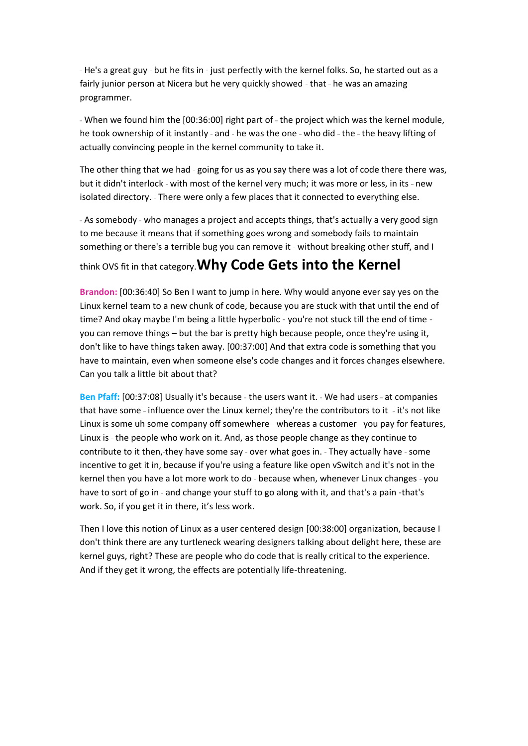- He's a great guy - but he fits in - just perfectly with the kernel folks. So, he started out as a fairly junior person at Nicera but he very quickly showed - that - he was an amazing programmer.

- When we found him the [00:36:00] right part of - the project which was the kernel module, he took ownership of it instantly - and - he was the one - who did - the - the heavy lifting of actually convincing people in the kernel community to take it.

The other thing that we had - going for us as you say there was a lot of code there there was, but it didn't interlock - with most of the kernel very much; it was more or less, in its - new isolated directory. - There were only a few places that it connected to everything else.

- As somebody - who manages a project and accepts things, that's actually a very good sign to me because it means that if something goes wrong and somebody fails to maintain something or there's a terrible bug you can remove it - without breaking other stuff, and I think OVS fit in that category.

## Why Code Gets into the Kernel

**Brandon:** [00:36:40] So Ben I want to jump in here. Why would anyone ever say yes on the Linux kernel team to a new chunk of code, because you are stuck with that until the end of time? And okay maybe I'm being a little hyperbolic - you're not stuck till the end of time - you can remove things – but the bar is pretty high because people, once they're using it, don't like to have things taken away. [00:37:00] And that extra code is something that you have to maintain, even when someone else's code changes and it forces changes elsewhere. Can you talk a little bit about that?

**Ben Pfaff:** [00:37:08] Usually it's because - the users want it. - We had users - at companies that have some - influence over the Linux kernel; they're the contributors to it - it's not like Linux is some uh some company off somewhere - whereas a customer - you pay for features, Linux is - the people who work on it. And, as those people change as they continue to contribute to it then, they have some say - over what goes in. - They actually have - some incentive to get it in, because if you're using a feature like open vSwitch and it's not in the kernel then you have a lot more work to do - because when, whenever Linux changes - you have to sort of go in - and change your stuff to go along with it, and that's a pain -that's work. So, if you get it in there, it's less work.

Then I love this notion of Linux as a user centered design [00:38:00] organization, because I don't think there are any turtleneck wearing designers talking about delight here, these are kernel guys, right? These are people who do code that is really critical to the experience. And if they get it wrong, the effects are potentially life-threatening.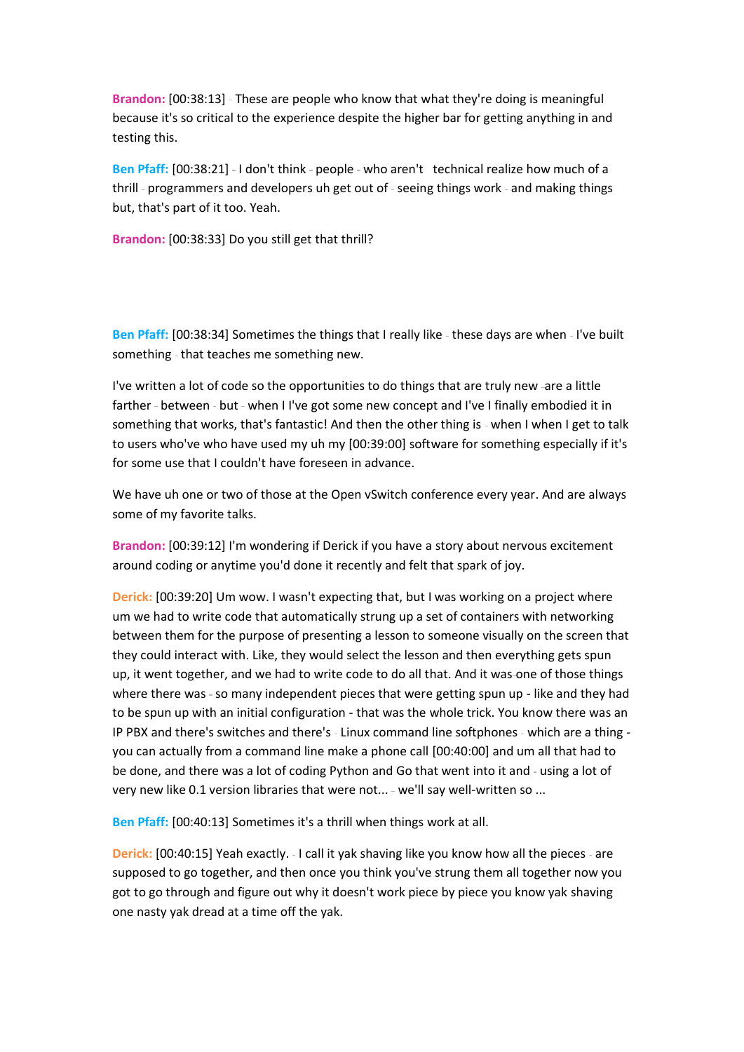**Brandon:** [00:38:13] - These are people who know that what they're doing is meaningful because it's so critical to the experience despite the higher bar for getting anything in and testing this.

**Ben Pfaff:** [00:38:21] - I don't think - people - who aren't technical realize how much of a thrill - programmers and developers uh get out of - seeing things work - and making things but, that's part of it too. Yeah.

**Brandon:** [00:38:33] Do you still get that thrill?

**Ben Pfaff:** [00:38:34] Sometimes the things that I really like - these days are when - I've built something - that teaches me something new.

I've written a lot of code so the opportunities to do things that are truly new -are a little farther - between - but - when I I've got some new concept and I've I finally embodied it in something that works, that's fantastic! And then the other thing is - when I when I get to talk to users who've who have used my uh my [00:39:00] software for something especially if it's for some use that I couldn't have foreseen in advance.

We have uh one or two of those at the Open vSwitch conference every year. And are always some of my favorite talks.

**Brandon:** [00:39:12] I'm wondering if Derick if you have a story about nervous excitement around coding or anytime you'd done it recently and felt that spark of joy.

**Derick:** [00:39:20] Um wow. I wasn't expecting that, but I was working on a project where um we had to write code that automatically strung up a set of containers with networking between them for the purpose of presenting a lesson to someone visually on the screen that they could interact with. Like, they would select the lesson and then everything gets spun up, it went together, and we had to write code to do all that. And it was one of those things where there was - so many independent pieces that were getting spun up - like and they had to be spun up with an initial configuration - that was the whole trick. You know there was an IP PBX and there's switches and there's - Linux command line softphones - which are a thing - you can actually from a command line make a phone call [00:40:00] and um all that had to be done, and there was a lot of coding Python and Go that went into it and - using a lot of very new like 0.1 version libraries that were not... - we'll say well-written so ...

**Ben Pfaff:** [00:40:13] Sometimes it's a thrill when things work at all.

**Derick:** [00:40:15] Yeah exactly. - I call it yak shaving like you know how all the pieces - are supposed to go together, and then once you think you've strung them all together now you got to go through and figure out why it doesn't work piece by piece you know yak shaving one nasty yak dread at a time off the yak.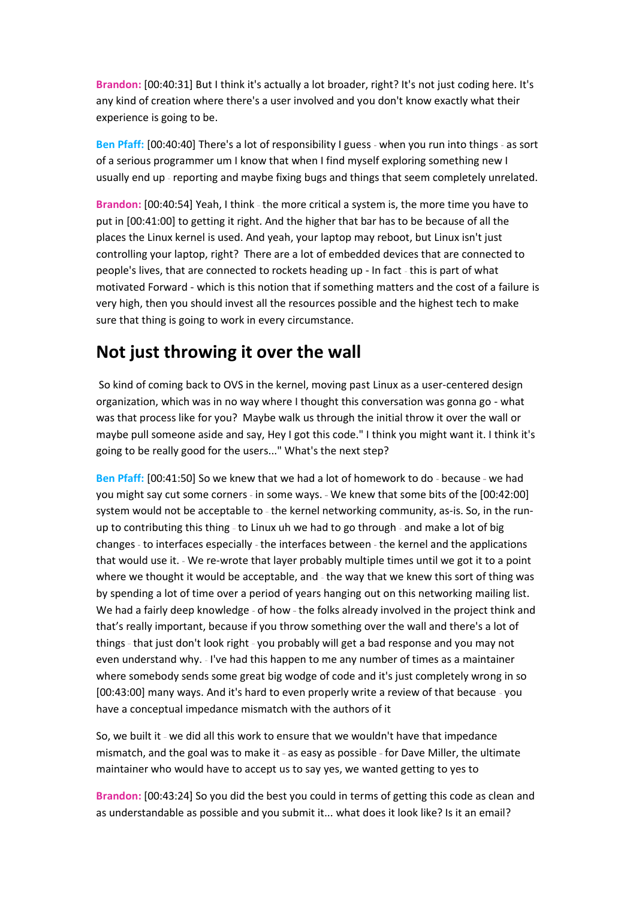**Brandon:** [00:40:31] But I think it's actually a lot broader, right? It's not just coding here. It's any kind of creation where there's a user involved and you don't know exactly what their experience is going to be.

**Ben Pfaff:** [00:40:40] There's a lot of responsibility I guess - when you run into things - as sort of a serious programmer um I know that when I find myself exploring something new I usually end up - reporting and maybe fixing bugs and things that seem completely unrelated.

**Brandon:** [00:40:54] Yeah, I think - the more critical a system is, the more time you have to put in [00:41:00] to getting it right. And the higher that bar has to be because of all the places the Linux kernel is used. And yeah, your laptop may reboot, but Linux isn't just controlling your laptop, right? There are a lot of embedded devices that are connected to people's lives, that are connected to rockets heading up - In fact - this is part of what motivated Forward - which is this notion that if something matters and the cost of a failure is very high, then you should invest all the resources possible and the highest tech to make sure that thing is going to work in every circumstance.

## Not just throwing it over the wall

So kind of coming back to OVS in the kernel, moving past Linux as a user-centered design organization, which was in no way where I thought this conversation was gonna go - what was that process like for you? Maybe walk us through the initial throw it over the wall or maybe pull someone aside and say, Hey I got this code." I think you might want it. I think it's going to be really good for the users..." What's the next step?

**Ben Pfaff:** [00:41:50] So we knew that we had a lot of homework to do - because - we had you might say cut some corners - in some ways. - We knew that some bits of the [00:42:00] system would not be acceptable to - the kernel networking community, as-is. So, in the run-up to contributing this thing - to Linux uh we had to go through - and make a lot of big changes - to interfaces especially - the interfaces between - the kernel and the applications that would use it. - We re-wrote that layer probably multiple times until we got it to a point where we thought it would be acceptable, and - the way that we knew this sort of thing was by spending a lot of time over a period of years hanging out on this networking mailing list. We had a fairly deep knowledge - of how - the folks already involved in the project think and that's really important, because if you throw something over the wall and there's a lot of things - that just don't look right - you probably will get a bad response and you may not even understand why. - I've had this happen to me any number of times as a maintainer where somebody sends some great big wodge of code and it's just completely wrong in so [00:43:00] many ways. And it's hard to even properly write a review of that because - you have a conceptual impedance mismatch with the authors of it

So, we built it - we did all this work to ensure that we wouldn't have that impedance mismatch, and the goal was to make it - as easy as possible - for Dave Miller, the ultimate maintainer who would have to accept us to say yes, we wanted getting to yes to

**Brandon:** [00:43:24] So you did the best you could in terms of getting this code as clean and as understandable as possible and you submit it... what does it look like? Is it an email?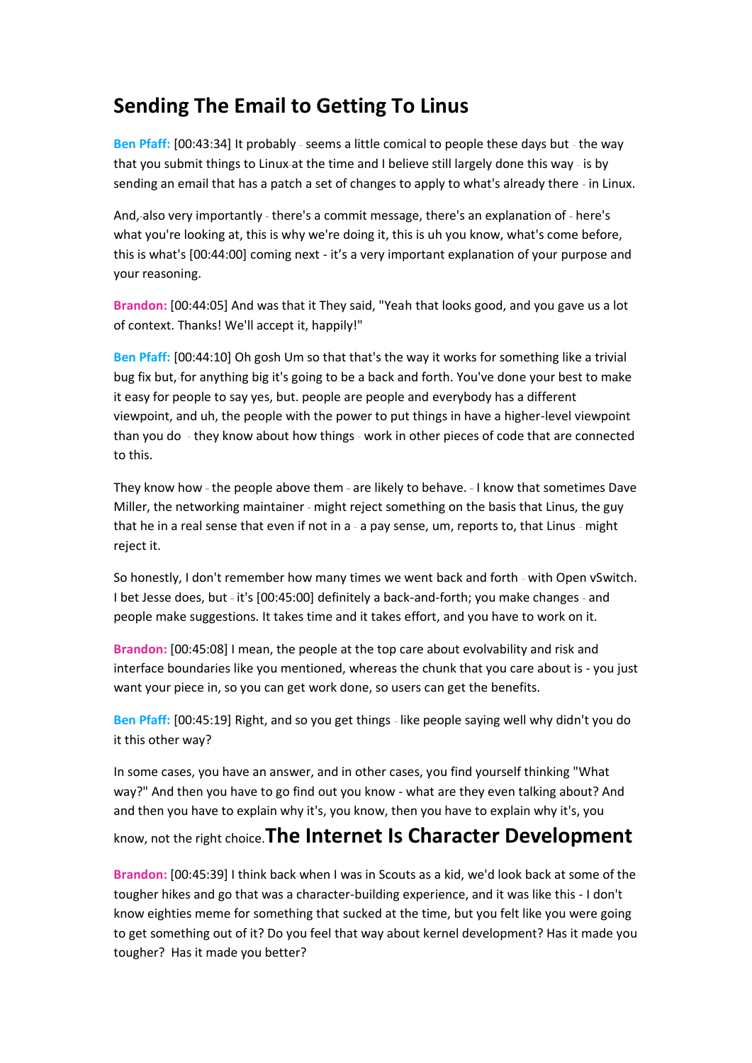## Sending The Email to Getting To Linus

**Ben Pfaff:** [00:43:34] It probably - seems a little comical to people these days but - the way that you submit things to Linux at the time and I believe still largely done this way - is by sending an email that has a patch a set of changes to apply to what's already there - in Linux.

And, also very importantly - there's a commit message, there's an explanation of - here's what you're looking at, this is why we're doing it, this is uh you know, what's come before, this is what's [00:44:00] coming next - it's a very important explanation of your purpose and your reasoning.

**Brandon:** [00:44:05] And was that it They said, "Yeah that looks good, and you gave us a lot of context. Thanks! We'll accept it, happily!"

**Ben Pfaff:** [00:44:10] Oh gosh Um so that that's the way it works for something like a trivial bug fix but, for anything big it's going to be a back and forth. You've done your best to make it easy for people to say yes, but. people are people and everybody has a different viewpoint, and uh, the people with the power to put things in have a higher-level viewpoint than you do - they know about how things - work in other pieces of code that are connected to this.

They know how - the people above them - are likely to behave. - I know that sometimes Dave Miller, the networking maintainer - might reject something on the basis that Linus, the guy that he in a real sense that even if not in a - a pay sense, um, reports to, that Linus - might reject it.

So honestly, I don't remember how many times we went back and forth - with Open vSwitch. I bet Jesse does, but - it's [00:45:00] definitely a back-and-forth; you make changes - and people make suggestions. It takes time and it takes effort, and you have to work on it.

**Brandon:** [00:45:08] I mean, the people at the top care about evolvability and risk and interface boundaries like you mentioned, whereas the chunk that you care about is - you just want your piece in, so you can get work done, so users can get the benefits.

**Ben Pfaff:** [00:45:19] Right, and so you get things - like people saying well why didn't you do it this other way?

In some cases, you have an answer, and in other cases, you find yourself thinking "What way?" And then you have to go find out you know - what are they even talking about? And and then you have to explain why it's, you know, then you have to explain why it's, you know, not the right choice.

## The Internet Is Character Development

**Brandon:** [00:45:39] I think back when I was in Scouts as a kid, we'd look back at some of the tougher hikes and go that was a character-building experience, and it was like this - I don't know eighties meme for something that sucked at the time, but you felt like you were going to get something out of it? Do you feel that way about kernel development? Has it made you tougher? Has it made you better?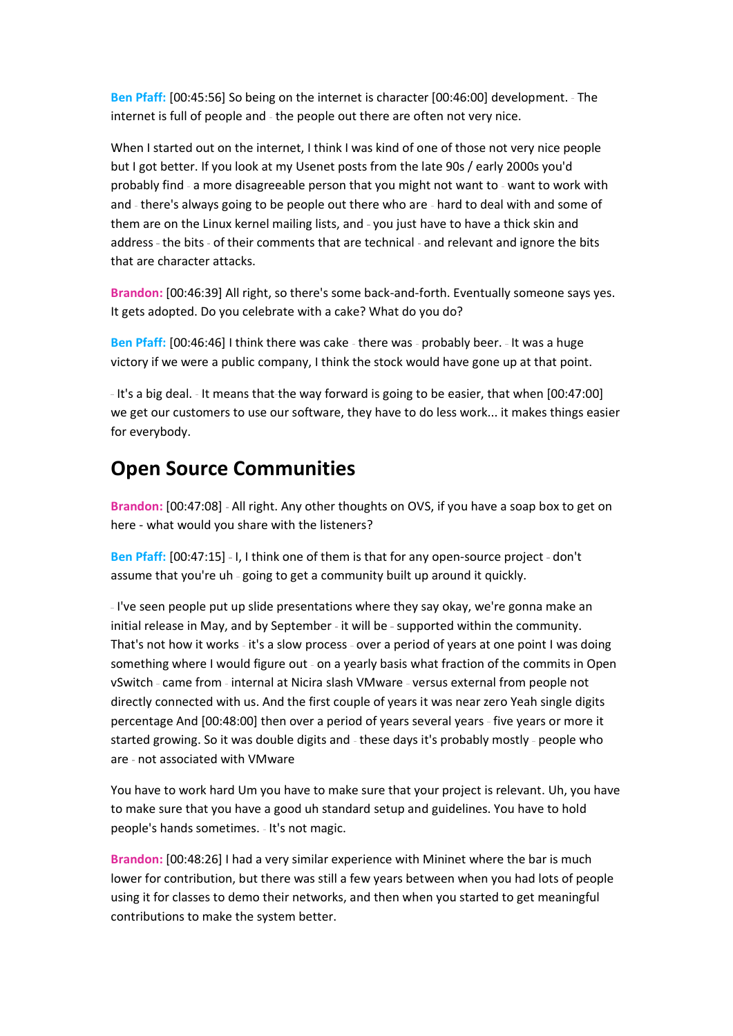**Ben Pfaff:** [00:45:56] So being on the internet is character [00:46:00] development. - The internet is full of people and - the people out there are often not very nice.

When I started out on the internet, I think I was kind of one of those not very nice people but I got better. If you look at my Usenet posts from the late 90s / early 2000s you'd probably find - a more disagreeable person that you might not want to - want to work with and - there's always going to be people out there who are - hard to deal with and some of them are on the Linux kernel mailing lists, and - you just have to have a thick skin and address - the bits - of their comments that are technical - and relevant and ignore the bits that are character attacks.

**Brandon:** [00:46:39] All right, so there's some back-and-forth. Eventually someone says yes. It gets adopted. Do you celebrate with a cake? What do you do?

**Ben Pfaff:** [00:46:46] I think there was cake - there was - probably beer. - It was a huge victory if we were a public company, I think the stock would have gone up at that point.

- It's a big deal. - It means that the way forward is going to be easier, that when [00:47:00] we get our customers to use our software, they have to do less work... it makes things easier for everybody.

## Open Source Communities

**Brandon:** [00:47:08] - All right. Any other thoughts on OVS, if you have a soap box to get on here - what would you share with the listeners?

**Ben Pfaff:** [00:47:15] - I, I think one of them is that for any open-source project - don't assume that you're uh - going to get a community built up around it quickly.

- I've seen people put up slide presentations where they say okay, we're gonna make an initial release in May, and by September - it will be - supported within the community. That's not how it works - it's a slow process - over a period of years at one point I was doing something where I would figure out - on a yearly basis what fraction of the commits in Open vSwitch - came from - internal at Nicira slash VMware - versus external from people not directly connected with us. And the first couple of years it was near zero Yeah single digits percentage And [00:48:00] then over a period of years several years - five years or more it started growing. So it was double digits and - these days it's probably mostly - people who are - not associated with VMware

You have to work hard Um you have to make sure that your project is relevant. Uh, you have to make sure that you have a good uh standard setup and guidelines. You have to hold people's hands sometimes. - It's not magic.

**Brandon:** [00:48:26] I had a very similar experience with Mininet where the bar is much lower for contribution, but there was still a few years between when you had lots of people using it for classes to demo their networks, and then when you started to get meaningful contributions to make the system better.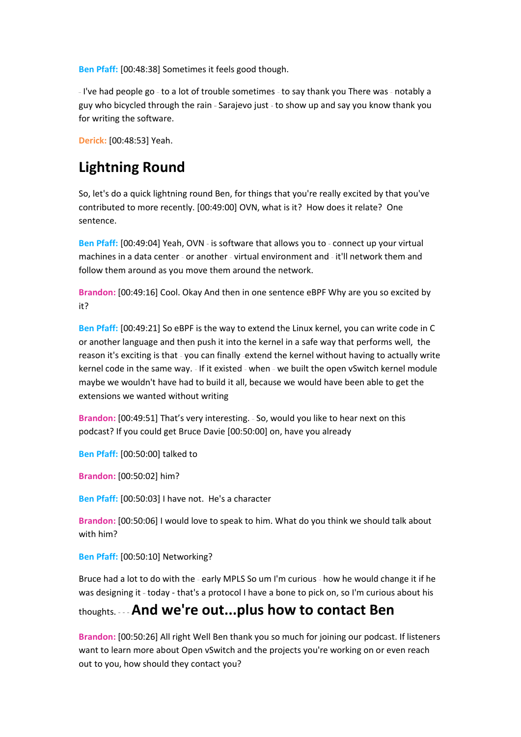**Ben Pfaff:** [00:48:38] Sometimes it feels good though.

- I've had people go - to a lot of trouble sometimes - to say thank you There was - notably a guy who bicycled through the rain - Sarajevo just - to show up and say you know thank you for writing the software.

**Derick:** [00:48:53] Yeah.

## Lightning Round

So, let's do a quick lightning round Ben, for things that you're really excited by that you've contributed to more recently. [00:49:00] OVN, what is it? How does it relate? One sentence.

**Ben Pfaff:** [00:49:04] Yeah, OVN - is software that allows you to - connect up your virtual machines in a data center - or another - virtual environment and - it'll network them and follow them around as you move them around the network.

**Brandon:** [00:49:16] Cool. Okay And then in one sentence eBPF Why are you so excited by it?

**Ben Pfaff:** [00:49:21] So eBPF is the way to extend the Linux kernel, you can write code in C or another language and then push it into the kernel in a safe way that performs well, the reason it's exciting is that - you can finally -extend the kernel without having to actually write kernel code in the same way. - If it existed - when - we built the open vSwitch kernel module maybe we wouldn't have had to build it all, because we would have been able to get the extensions we wanted without writing

**Brandon:** [00:49:51] That's very interesting. - So, would you like to hear next on this podcast? If you could get Bruce Davie [00:50:00] on, have you already

**Ben Pfaff:** [00:50:00] talked to

**Brandon:** [00:50:02] him?

**Ben Pfaff:** [00:50:03] I have not. He's a character

**Brandon:** [00:50:06] I would love to speak to him. What do you think we should talk about with him?

**Ben Pfaff:** [00:50:10] Networking?

Bruce had a lot to do with the - early MPLS So um I'm curious - how he would change it if he was designing it - today - that's a protocol I have a bone to pick on, so I'm curious about his thoughts. - - -

## And we're out...plus how to contact Ben

**Brandon:** [00:50:26] All right Well Ben thank you so much for joining our podcast. If listeners want to learn more about Open vSwitch and the projects you're working on or even reach out to you, how should they contact you?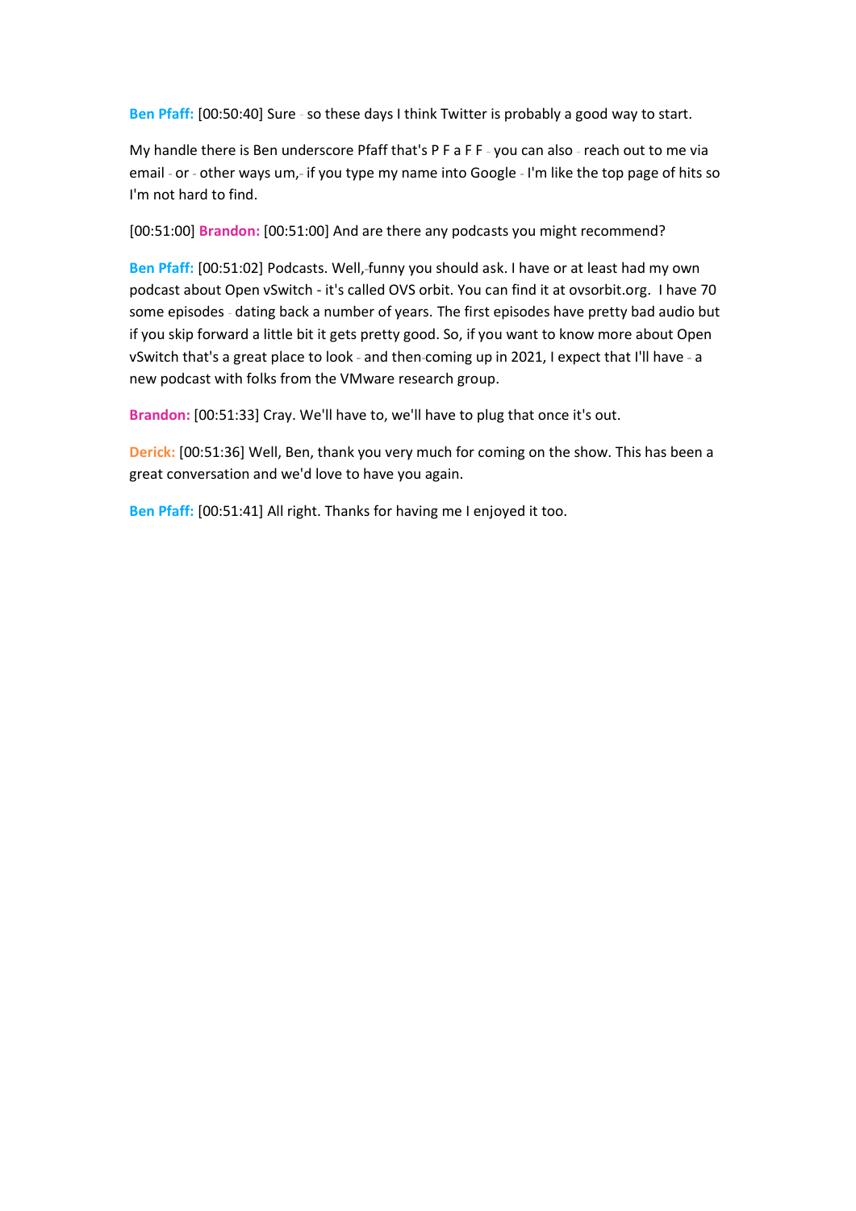**Ben Pfaff:** [00:50:40] Sure - so these days I think Twitter is probably a good way to start.

My handle there is Ben underscore Pfaff that's P F a F F - you can also - reach out to me via email - or - other ways um,- if you type my name into Google - I'm like the top page of hits so I'm not hard to find.

[00:51:00] **Brandon:** [00:51:00] And are there any podcasts you might recommend?

**Ben Pfaff:** [00:51:02] Podcasts. Well,-funny you should ask. I have or at least had my own podcast about Open vSwitch - it's called OVS orbit. You can find it at ovsorbit.org. I have 70 some episodes - dating back a number of years. The first episodes have pretty bad audio but if you skip forward a little bit it gets pretty good. So, if you want to know more about Open vSwitch that's a great place to look - and then-coming up in 2021, I expect that I'll have - a new podcast with folks from the VMware research group.

**Brandon:** [00:51:33] Cray. We'll have to, we'll have to plug that once it's out.

**Derick:** [00:51:36] Well, Ben, thank you very much for coming on the show. This has been a great conversation and we'd love to have you again.

**Ben Pfaff:** [00:51:41] All right. Thanks for having me I enjoyed it too.